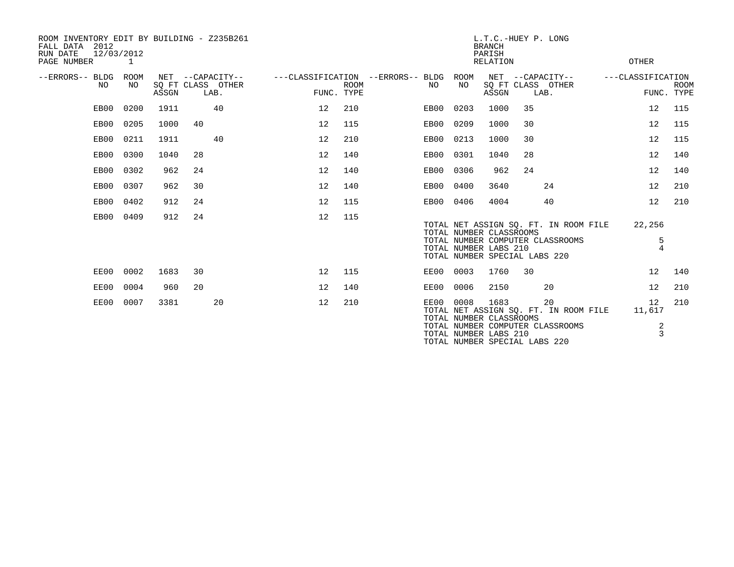ROOM INVENTORY EDIT BY BUILDING - Z235B261
FALL DATA 2012
RUN DATE 12/03/2012
PAGE NUMBER 1

L.T.C.-HUEY P. LONG
BRANCH
PARISH
RELATION
OTHER

| --ERRORS-- | BLDG NO | ROOM NO | NET SQ FT ASSGN | CAPACITY CLASS | CAPACITY OTHER LAB. | CLASSIFICATION FUNC. | ROOM TYPE | --ERRORS-- | BLDG NO | ROOM NO | NET SQ FT ASSGN | CAPACITY CLASS | CAPACITY OTHER LAB. | CLASSIFICATION FUNC. | ROOM TYPE |
|---|---|---|---|---|---|---|---|---|---|---|---|---|---|---|---|
| | EB00 | 0200 | 1911 | | 40 | 12 | 210 | | EB00 | 0203 | 1000 | 35 | | 12 | 115 |
| | EB00 | 0205 | 1000 | 40 | | 12 | 115 | | EB00 | 0209 | 1000 | 30 | | 12 | 115 |
| | EB00 | 0211 | 1911 | | 40 | 12 | 210 | | EB00 | 0213 | 1000 | 30 | | 12 | 115 |
| | EB00 | 0300 | 1040 | 28 | | 12 | 140 | | EB00 | 0301 | 1040 | 28 | | 12 | 140 |
| | EB00 | 0302 | 962 | 24 | | 12 | 140 | | EB00 | 0306 | 962 | 24 | | 12 | 140 |
| | EB00 | 0307 | 962 | 30 | | 12 | 140 | | EB00 | 0400 | 3640 | | 24 | 12 | 210 |
| | EB00 | 0402 | 912 | 24 | | 12 | 115 | | EB00 | 0406 | 4004 | | 40 | 12 | 210 |
| | EB00 | 0409 | 912 | 24 | | 12 | 115 | | | | | | | | |

TOTAL NET ASSIGN SQ. FT. IN ROOM FILE 22,256
TOTAL NUMBER CLASSROOMS
TOTAL NUMBER COMPUTER CLASSROOMS 5
TOTAL NUMBER LABS 210 4
TOTAL NUMBER SPECIAL LABS 220

| --ERRORS-- | BLDG NO | ROOM NO | NET SQ FT ASSGN | CAPACITY CLASS | CAPACITY OTHER LAB. | CLASSIFICATION FUNC. | ROOM TYPE | --ERRORS-- | BLDG NO | ROOM NO | NET SQ FT ASSGN | CAPACITY CLASS | CAPACITY OTHER LAB. | CLASSIFICATION FUNC. | ROOM TYPE |
|---|---|---|---|---|---|---|---|---|---|---|---|---|---|---|---|
| | EE00 | 0002 | 1683 | 30 | | 12 | 115 | | EE00 | 0003 | 1760 | 30 | | 12 | 140 |
| | EE00 | 0004 | 960 | 20 | | 12 | 140 | | EE00 | 0006 | 2150 | | 20 | 12 | 210 |
| | EE00 | 0007 | 3381 | | 20 | 12 | 210 | | EE00 | 0008 | 1683 | | 20 | 12 | 210 |

TOTAL NET ASSIGN SQ. FT. IN ROOM FILE 11,617
TOTAL NUMBER CLASSROOMS
TOTAL NUMBER COMPUTER CLASSROOMS 2
TOTAL NUMBER LABS 210 3
TOTAL NUMBER SPECIAL LABS 220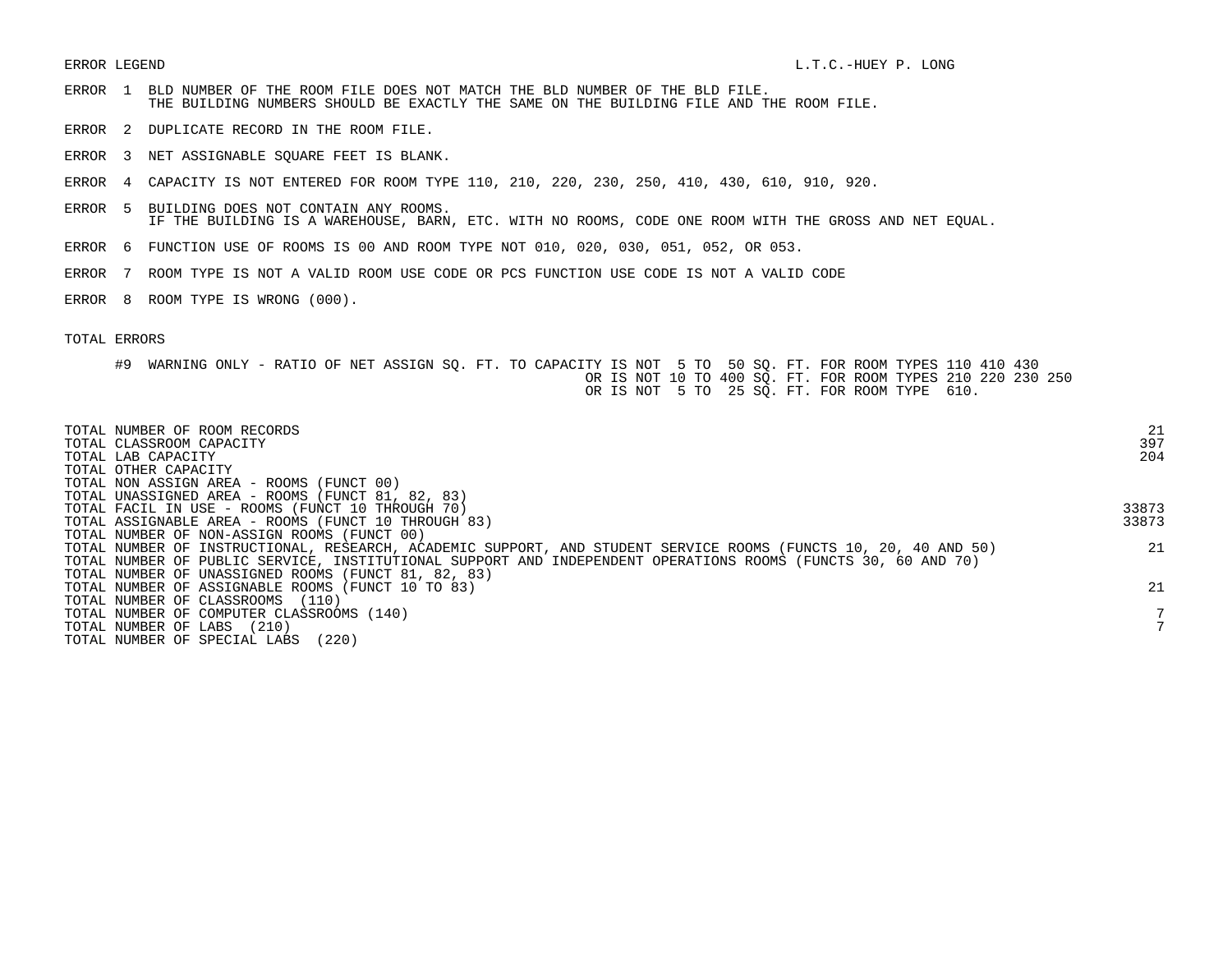ERROR LEGEND

L.T.C.-HUEY P. LONG

ERROR 1 BLD NUMBER OF THE ROOM FILE DOES NOT MATCH THE BLD NUMBER OF THE BLD FILE.
THE BUILDING NUMBERS SHOULD BE EXACTLY THE SAME ON THE BUILDING FILE AND THE ROOM FILE.

ERROR 2 DUPLICATE RECORD IN THE ROOM FILE.

ERROR 3 NET ASSIGNABLE SQUARE FEET IS BLANK.

ERROR 4 CAPACITY IS NOT ENTERED FOR ROOM TYPE 110, 210, 220, 230, 250, 410, 430, 610, 910, 920.

ERROR 5 BUILDING DOES NOT CONTAIN ANY ROOMS.
IF THE BUILDING IS A WAREHOUSE, BARN, ETC. WITH NO ROOMS, CODE ONE ROOM WITH THE GROSS AND NET EQUAL.

ERROR 6 FUNCTION USE OF ROOMS IS 00 AND ROOM TYPE NOT 010, 020, 030, 051, 052, OR 053.

ERROR 7 ROOM TYPE IS NOT A VALID ROOM USE CODE OR PCS FUNCTION USE CODE IS NOT A VALID CODE

ERROR 8 ROOM TYPE IS WRONG (000).

TOTAL ERRORS

#9 WARNING ONLY - RATIO OF NET ASSIGN SQ. FT. TO CAPACITY IS NOT 5 TO 50 SQ. FT. FOR ROOM TYPES 110 410 430
OR IS NOT 10 TO 400 SQ. FT. FOR ROOM TYPES 210 220 230 250
OR IS NOT 5 TO 25 SQ. FT. FOR ROOM TYPE 610.

| | |
|---|---|
| TOTAL NUMBER OF ROOM RECORDS | 21 |
| TOTAL CLASSROOM CAPACITY | 397 |
| TOTAL LAB CAPACITY | 204 |
| TOTAL OTHER CAPACITY | |
| TOTAL NON ASSIGN AREA - ROOMS (FUNCT 00) | |
| TOTAL UNASSIGNED AREA - ROOMS (FUNCT 81, 82, 83) | |
| TOTAL FACIL IN USE - ROOMS (FUNCT 10 THROUGH 70) | 33873 |
| TOTAL ASSIGNABLE AREA - ROOMS (FUNCT 10 THROUGH 83) | 33873 |
| TOTAL NUMBER OF NON-ASSIGN ROOMS (FUNCT 00) | |
| TOTAL NUMBER OF INSTRUCTIONAL, RESEARCH, ACADEMIC SUPPORT, AND STUDENT SERVICE ROOMS (FUNCTS 10, 20, 40 AND 50) | 21 |
| TOTAL NUMBER OF PUBLIC SERVICE, INSTITUTIONAL SUPPORT AND INDEPENDENT OPERATIONS ROOMS (FUNCTS 30, 60 AND 70) | |
| TOTAL NUMBER OF UNASSIGNED ROOMS (FUNCT 81, 82, 83) | |
| TOTAL NUMBER OF ASSIGNABLE ROOMS (FUNCT 10 TO 83) | 21 |
| TOTAL NUMBER OF CLASSROOMS (110) | |
| TOTAL NUMBER OF COMPUTER CLASSROOMS (140) | 7 |
| TOTAL NUMBER OF LABS (210) | 7 |
| TOTAL NUMBER OF SPECIAL LABS (220) | |